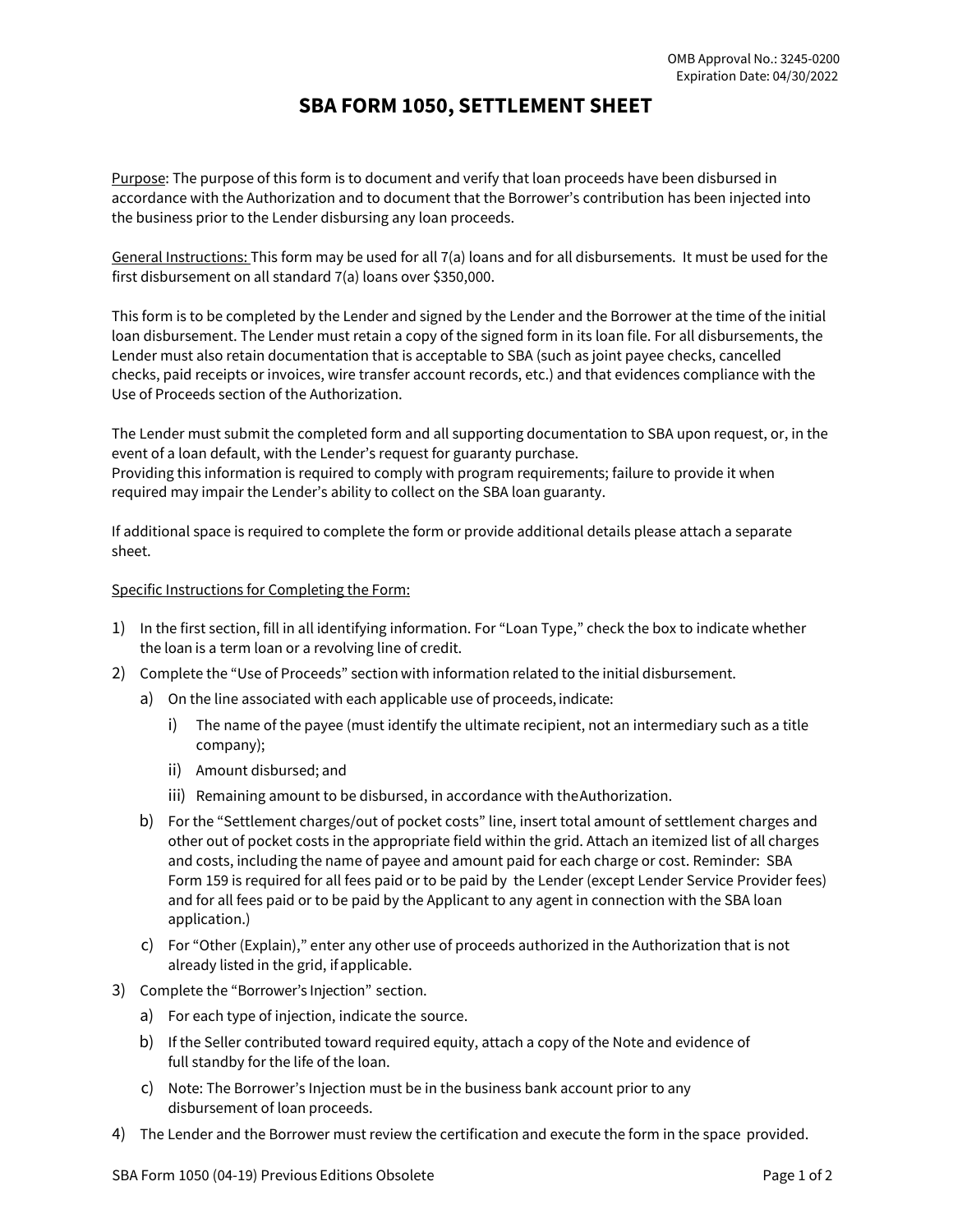OMB Approval No.: 3245-0200
Expiration Date: 04/30/2022

# SBA FORM 1050, SETTLEMENT SHEET

Purpose: The purpose of this form is to document and verify that loan proceeds have been disbursed in accordance with the Authorization and to document that the Borrower's contribution has been injected into the business prior to the Lender disbursing any loan proceeds.

General Instructions: This form may be used for all 7(a) loans and for all disbursements. It must be used for the first disbursement on all standard 7(a) loans over $350,000.

This form is to be completed by the Lender and signed by the Lender and the Borrower at the time of the initial loan disbursement. The Lender must retain a copy of the signed form in its loan file. For all disbursements, the Lender must also retain documentation that is acceptable to SBA (such as joint payee checks, cancelled checks, paid receipts or invoices, wire transfer account records, etc.) and that evidences compliance with the Use of Proceeds section of the Authorization.

The Lender must submit the completed form and all supporting documentation to SBA upon request, or, in the event of a loan default, with the Lender's request for guaranty purchase.
Providing this information is required to comply with program requirements; failure to provide it when required may impair the Lender's ability to collect on the SBA loan guaranty.

If additional space is required to complete the form or provide additional details please attach a separate sheet.

Specific Instructions for Completing the Form:

1) In the first section, fill in all identifying information. For "Loan Type," check the box to indicate whether the loan is a term loan or a revolving line of credit.
2) Complete the "Use of Proceeds" section with information related to the initial disbursement.
   a) On the line associated with each applicable use of proceeds, indicate:
      i) The name of the payee (must identify the ultimate recipient, not an intermediary such as a title company);
      ii) Amount disbursed; and
      iii) Remaining amount to be disbursed, in accordance with the Authorization.
   b) For the "Settlement charges/out of pocket costs" line, insert total amount of settlement charges and other out of pocket costs in the appropriate field within the grid. Attach an itemized list of all charges and costs, including the name of payee and amount paid for each charge or cost. Reminder: SBA Form 159 is required for all fees paid or to be paid by the Lender (except Lender Service Provider fees) and for all fees paid or to be paid by the Applicant to any agent in connection with the SBA loan application.)
   c) For "Other (Explain)," enter any other use of proceeds authorized in the Authorization that is not already listed in the grid, if applicable.
3) Complete the "Borrower's Injection" section.
   a) For each type of injection, indicate the source.
   b) If the Seller contributed toward required equity, attach a copy of the Note and evidence of full standby for the life of the loan.
   c) Note: The Borrower's Injection must be in the business bank account prior to any disbursement of loan proceeds.
4) The Lender and the Borrower must review the certification and execute the form in the space provided.

SBA Form 1050 (04-19) Previous Editions Obsolete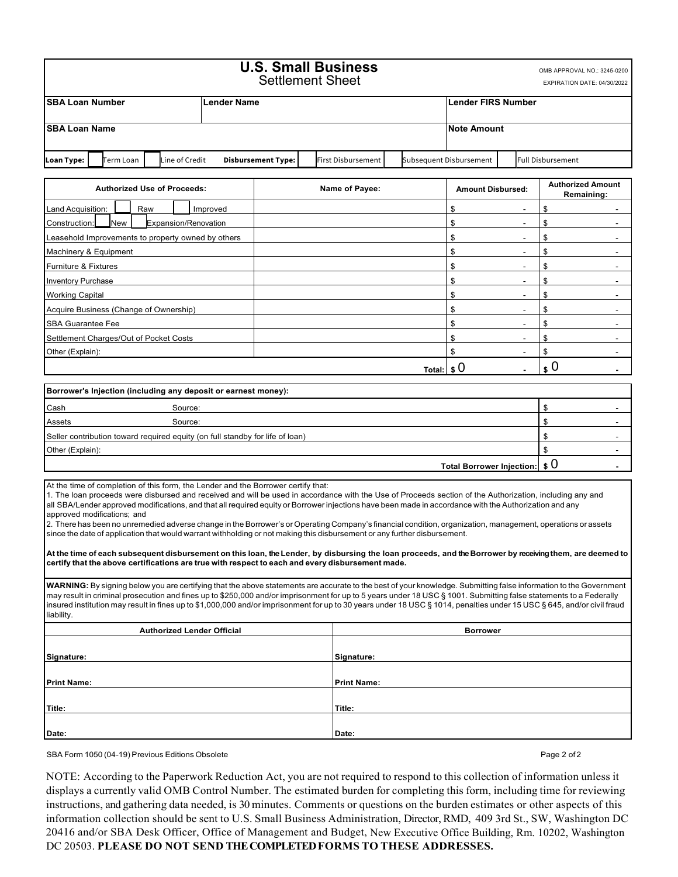# U.S. Small Business
Settlement Sheet

OMB APPROVAL NO.: 3245-0200
EXPIRATION DATE: 04/30/2022

| SBA Loan Number | Lender Name | Lender FIRS Number |
|---|---|---|
| **SBA Loan Name** | | **Note Amount** |

**Loan Type:** ☐ Term Loan ☐ Line of Credit  **Disbursement Type:** ☐ First Disbursement ☐ Subsequent Disbursement ☐ Full Disbursement

| Authorized Use of Proceeds: | Name of Payee: | Amount Disbursed: | Authorized Amount Remaining: |
|---|---|---|---|
| Land Acquisition: ☐ Raw ☐ Improved | | $ - | $ - |
| Construction: ☐ New ☐ Expansion/Renovation | | $ - | $ - |
| Leasehold Improvements to property owned by others | | $ - | $ - |
| Machinery & Equipment | | $ - | $ - |
| Furniture & Fixtures | | $ - | $ - |
| Inventory Purchase | | $ - | $ - |
| Working Capital | | $ - | $ - |
| Acquire Business (Change of Ownership) | | $ - | $ - |
| SBA Guarantee Fee | | $ - | $ - |
| Settlement Charges/Out of Pocket Costs | | $ - | $ - |
| Other (Explain): | | $ - | $ - |
| | **Total:** | **$ 0 -** | **$ 0 -** |

| Borrower's Injection (including any deposit or earnest money): | | |
|---|---|---|
| Cash | Source: | $ - |
| Assets | Source: | $ - |
| Seller contribution toward required equity (on full standby for life of loan) | | $ - |
| Other (Explain): | | $ - |
| | **Total Borrower Injection:** | **$ 0 -** |

At the time of completion of this form, the Lender and the Borrower certify that:

1. The loan proceeds were disbursed and received and will be used in accordance with the Use of Proceeds section of the Authorization, including any and all SBA/Lender approved modifications, and that all required equity or Borrower injections have been made in accordance with the Authorization and any approved modifications; and
2. There has been no unremedied adverse change in the Borrower's or Operating Company's financial condition, organization, management, operations or assets since the date of application that would warrant withholding or not making this disbursement or any further disbursement.

**At the time of each subsequent disbursement on this loan, the Lender, by disbursing the loan proceeds, and the Borrower by receiving them, are deemed to certify that the above certifications are true with respect to each and every disbursement made.**

**WARNING:** By signing below you are certifying that the above statements are accurate to the best of your knowledge. Submitting false information to the Government may result in criminal prosecution and fines up to $250,000 and/or imprisonment for up to 5 years under 18 USC § 1001. Submitting false statements to a Federally insured institution may result in fines up to $1,000,000 and/or imprisonment for up to 30 years under 18 USC § 1014, penalties under 15 USC § 645, and/or civil fraud liability.

| Authorized Lender Official | Borrower |
|---|---|
| **Signature:** | **Signature:** |
| **Print Name:** | **Print Name:** |
| **Title:** | **Title:** |
| **Date:** | **Date:** |

SBA Form 1050 (04-19) Previous Editions Obsolete

NOTE: According to the Paperwork Reduction Act, you are not required to respond to this collection of information unless it displays a currently valid OMB Control Number. The estimated burden for completing this form, including time for reviewing instructions, and gathering data needed, is 30 minutes. Comments or questions on the burden estimates or other aspects of this information collection should be sent to U.S. Small Business Administration, Director, RMD, 409 3rd St., SW, Washington DC 20416 and/or SBA Desk Officer, Office of Management and Budget, New Executive Office Building, Rm. 10202, Washington DC 20503. **PLEASE DO NOT SEND THE COMPLETED FORMS TO THESE ADDRESSES.**